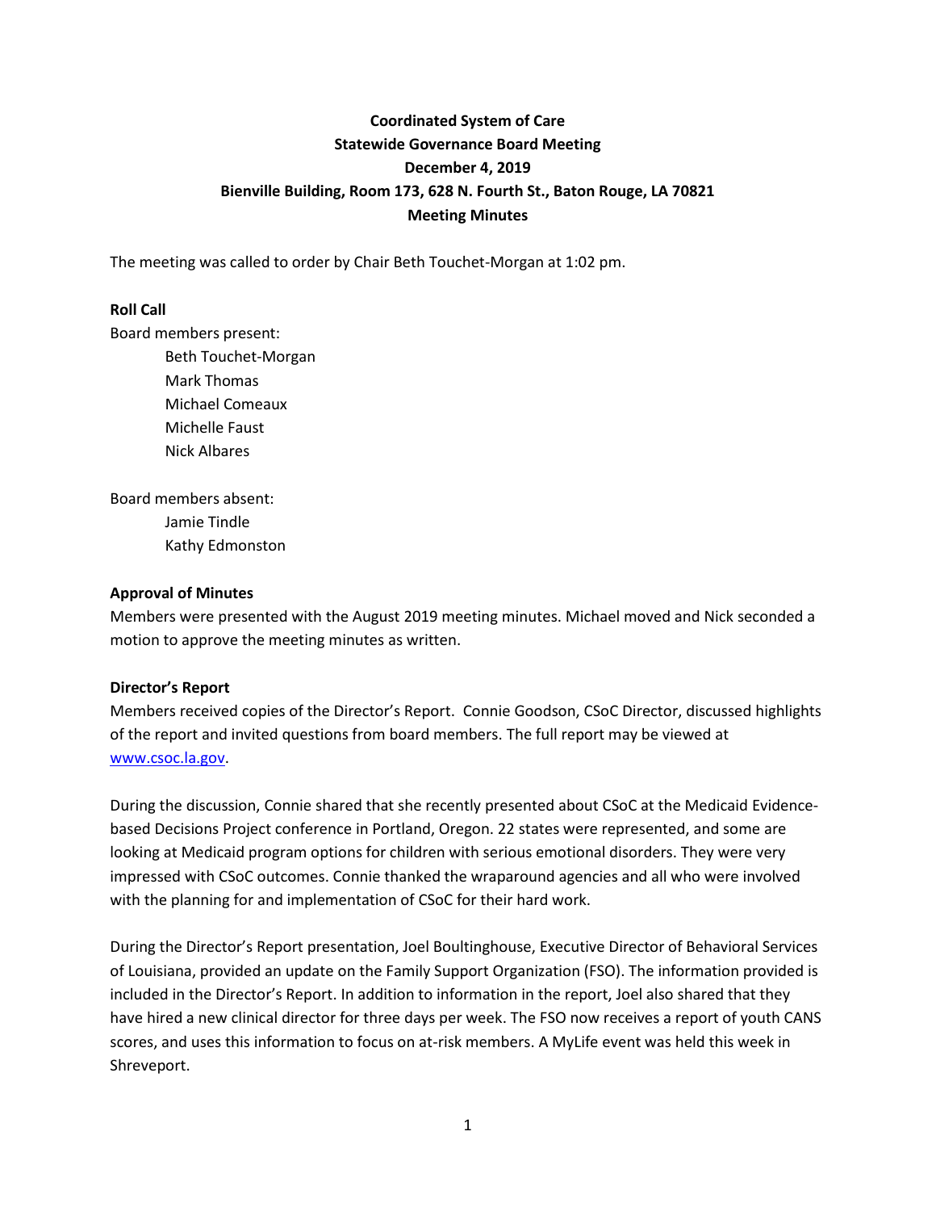**Coordinated System of Care**
**Statewide Governance Board Meeting**
**December 4, 2019**
**Bienville Building, Room 173, 628 N. Fourth St., Baton Rouge, LA 70821**
**Meeting Minutes**

The meeting was called to order by Chair Beth Touchet-Morgan at 1:02 pm.

**Roll Call**

Board members present:

- Beth Touchet-Morgan
- Mark Thomas
- Michael Comeaux
- Michelle Faust
- Nick Albares

Board members absent:

- Jamie Tindle
- Kathy Edmonston

**Approval of Minutes**

Members were presented with the August 2019 meeting minutes. Michael moved and Nick seconded a motion to approve the meeting minutes as written.

**Director's Report**

Members received copies of the Director's Report. Connie Goodson, CSoC Director, discussed highlights of the report and invited questions from board members. The full report may be viewed at www.csoc.la.gov.

During the discussion, Connie shared that she recently presented about CSoC at the Medicaid Evidence-based Decisions Project conference in Portland, Oregon. 22 states were represented, and some are looking at Medicaid program options for children with serious emotional disorders. They were very impressed with CSoC outcomes. Connie thanked the wraparound agencies and all who were involved with the planning for and implementation of CSoC for their hard work.

During the Director's Report presentation, Joel Boultinghouse, Executive Director of Behavioral Services of Louisiana, provided an update on the Family Support Organization (FSO). The information provided is included in the Director's Report. In addition to information in the report, Joel also shared that they have hired a new clinical director for three days per week. The FSO now receives a report of youth CANS scores, and uses this information to focus on at-risk members. A MyLife event was held this week in Shreveport.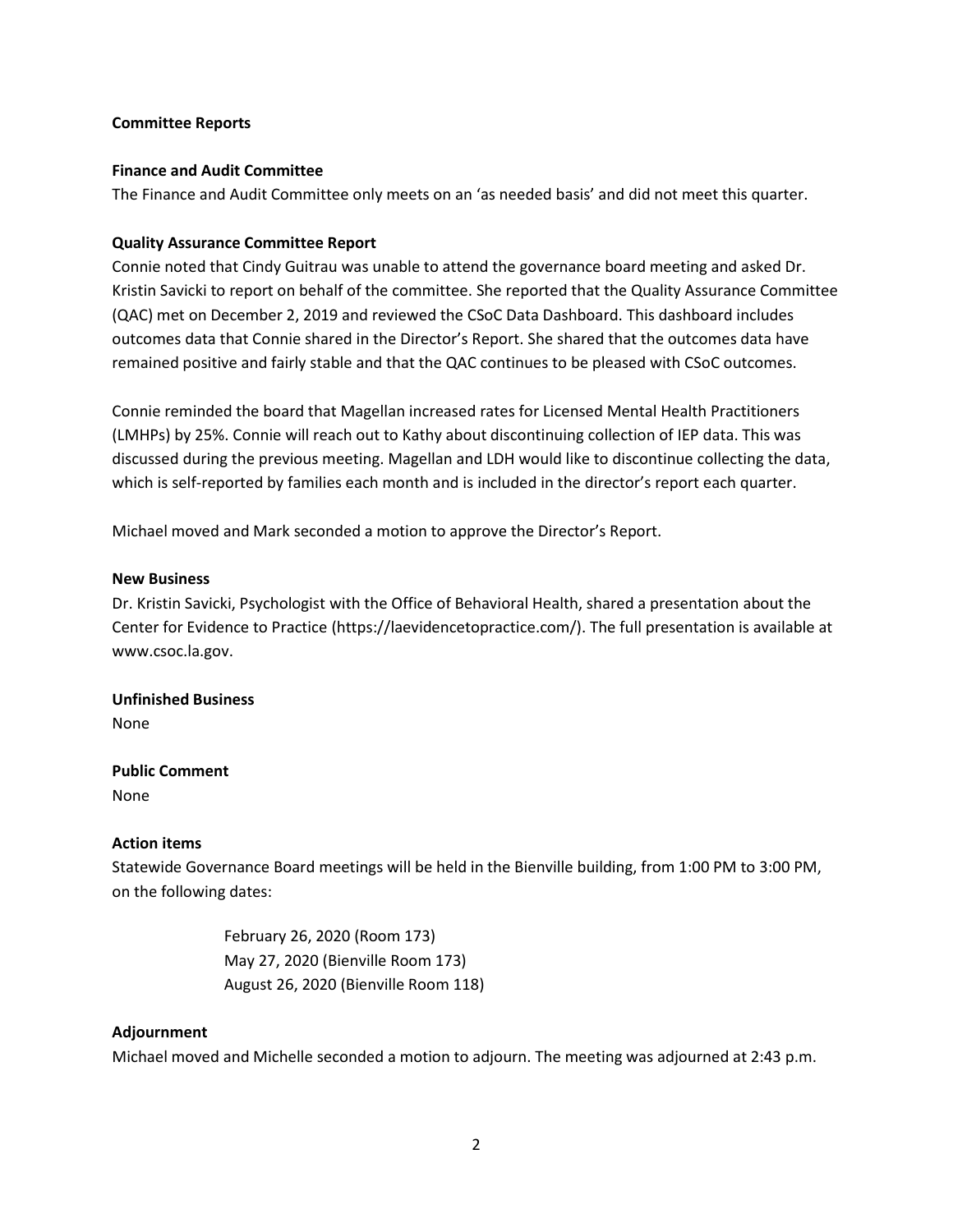**Committee Reports**

**Finance and Audit Committee**

The Finance and Audit Committee only meets on an 'as needed basis' and did not meet this quarter.

**Quality Assurance Committee Report**

Connie noted that Cindy Guitrau was unable to attend the governance board meeting and asked Dr. Kristin Savicki to report on behalf of the committee. She reported that the Quality Assurance Committee (QAC) met on December 2, 2019 and reviewed the CSoC Data Dashboard. This dashboard includes outcomes data that Connie shared in the Director's Report. She shared that the outcomes data have remained positive and fairly stable and that the QAC continues to be pleased with CSoC outcomes.

Connie reminded the board that Magellan increased rates for Licensed Mental Health Practitioners (LMHPs) by 25%. Connie will reach out to Kathy about discontinuing collection of IEP data. This was discussed during the previous meeting. Magellan and LDH would like to discontinue collecting the data, which is self-reported by families each month and is included in the director's report each quarter.

Michael moved and Mark seconded a motion to approve the Director's Report.

**New Business**

Dr. Kristin Savicki, Psychologist with the Office of Behavioral Health, shared a presentation about the Center for Evidence to Practice (https://laevidencetopractice.com/). The full presentation is available at www.csoc.la.gov.

**Unfinished Business**

None

**Public Comment**

None

**Action items**

Statewide Governance Board meetings will be held in the Bienville building, from 1:00 PM to 3:00 PM, on the following dates:

February 26, 2020 (Room 173)
May 27, 2020 (Bienville Room 173)
August 26, 2020 (Bienville Room 118)

**Adjournment**

Michael moved and Michelle seconded a motion to adjourn. The meeting was adjourned at 2:43 p.m.